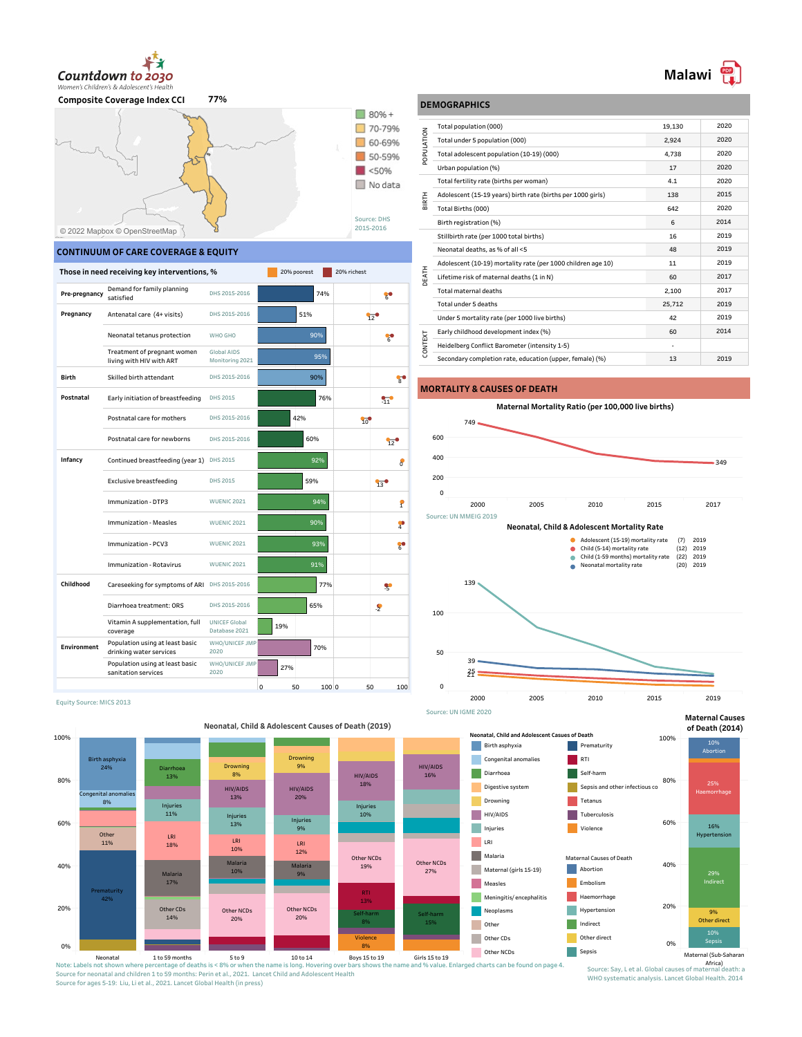# Countdown to 2030

*Women's Children's & Adolescent's Health*

# Malawi

**Composite Coverage Index CCI** 77%

Legend: 80% + | 70-79% | 60-69% | 50-59% | <50% | No data

© 2022 Mapbox © OpenStreetMap

Source: DHS 2015-2016

## CONTINUUM OF CARE COVERAGE & EQUITY

**Those in need receiving key interventions, %** — 20% poorest | 20% richest

| Stage | Intervention | Source | Coverage (%) | Equity gap |
|---|---|---|---|---|
| Pre-pregnancy | Demand for family planning satisfied | DHS 2015-2016 | 74% | 6 |
| Pregnancy | Antenatal care (4+ visits) | DHS 2015-2016 | 51% | 12 |
| | Neonatal tetanus protection | WHO GHO | 90% | 6 |
| | Treatment of pregnant women living with HIV with ART | Global AIDS Monitoring 2021 | 95% | |
| Birth | Skilled birth attendant | DHS 2015-2016 | 90% | 8 |
| Postnatal | Early initiation of breastfeeding | DHS 2015 | 76% | -11 |
| | Postnatal care for mothers | DHS 2015-2016 | 42% | 10 |
| | Postnatal care for newborns | DHS 2015-2016 | 60% | 12 |
| Infancy | Continued breastfeeding (year 1) | DHS 2015 | 92% | 0 |
| | Exclusive breastfeeding | DHS 2015 | 59% | 13 |
| | Immunization - DTP3 | WUENIC 2021 | 94% | 1 |
| | Immunization - Measles | WUENIC 2021 | 90% | 4 |
| | Immunization - PCV3 | WUENIC 2021 | 93% | 6 |
| | Immunization - Rotavirus | WUENIC 2021 | 91% | |
| Childhood | Careseeking for symptoms of ARI | DHS 2015-2016 | 77% | -5 |
| | Diarrhoea treatment: ORS | DHS 2015-2016 | 65% | -2 |
| | Vitamin A supplementation, full coverage | UNICEF Global Database 2021 | 19% | |
| Environment | Population using at least basic drinking water services | WHO/UNICEF JMP 2020 | 70% | |
| | Population using at least basic sanitation services | WHO/UNICEF JMP 2020 | 27% | |

Equity Source: MICS 2013

## DEMOGRAPHICS

| Category | Indicator | Value | Year |
|---|---|---|---|
| POPULATION | Total population (000) | 19,130 | 2020 |
| | Total under 5 population (000) | 2,924 | 2020 |
| | Total adolescent population (10-19) (000) | 4,738 | 2020 |
| | Urban population (%) | 17 | 2020 |
| BIRTH | Total fertility rate (births per woman) | 4.1 | 2020 |
| | Adolescent (15-19 years) birth rate (births per 1000 girls) | 138 | 2015 |
| | Total Births (000) | 642 | 2020 |
| | Birth registration (%) | 6 | 2014 |
| DEATH | Stillbirth rate (per 1000 total births) | 16 | 2019 |
| | Neonatal deaths, as % of all <5 | 48 | 2019 |
| | Adolescent (10-19) mortality rate (per 1000 children age 10) | 11 | 2019 |
| | Lifetime risk of maternal deaths (1 in N) | 60 | 2017 |
| | Total maternal deaths | 2,100 | 2017 |
| | Total under 5 deaths | 25,712 | 2019 |
| | Under 5 mortality rate (per 1000 live births) | 42 | 2019 |
| CONTEXT | Early childhood development index (%) | 60 | 2014 |
| | Heidelberg Conflict Barometer (intensity 1-5) | - | |
| | Secondary completion rate, education (upper, female) (%) | 13 | 2019 |

## MORTALITY & CAUSES OF DEATH

**Maternal Mortality Ratio (per 100,000 live births)**

2000: 749; 2017: 349

Source: UN MMEIG 2019

**Neonatal, Child & Adolescent Mortality Rate**

- Adolescent (15-19) mortality rate (7) 2019
- Child (5-14) mortality rate (12) 2019
- Child (1-59 months) mortality rate (22) 2019
- Neonatal mortality rate (20) 2019

2000 values: 139, 39, 25, 21

Source: UN IGME 2020

**Neonatal, Child & Adolescent Causes of Death (2019)**

| Cause | Neonatal | 1 to 59 months | 5 to 9 | 10 to 14 | Boys 15 to 19 | Girls 15 to 19 |
|---|---|---|---|---|---|---|
| Birth asphyxia | 24% | | | | | |
| Congenital anomalies | 8% | | | | | |
| Other | 11% | | | | | |
| Prematurity | 42% | | | | | |
| Diarrhoea | | 13% | | | | |
| Injuries | | 11% | 13% | 9% | 10% | |
| LRI | | 18% | 10% | 12% | | |
| Malaria | | 17% | 10% | 9% | | |
| Other CDs | | 14% | | | | |
| Drowning | | | 8% | 9% | | |
| HIV/AIDS | | | 13% | 20% | 18% | 16% |
| Other NCDs | | | 20% | 20% | 19% | 27% |
| RTI | | | | | 13% | |
| Self-harm | | | | | 8% | 15% |
| Violence | | | | | 8% | |

Legend – Neonatal, Child and Adolescent Causes of Death: Birth asphyxia, Congenital anomalies, Diarrhoea, Digestive system, Drowning, HIV/AIDS, Injuries, LRI, Malaria, Maternal (girls 15-19), Measles, Meningitis/encephalitis, Neoplasms, Other, Other CDs, Other NCDs, Prematurity, RTI, Self-harm, Sepsis and other infectious co, Tetanus, Tuberculosis, Violence

Maternal Causes of Death: Abortion, Embolism, Haemorrhage, Hypertension, Indirect, Other direct, Sepsis

**Maternal Causes of Death (2014)** — Maternal (Sub-Saharan Africa)

| Cause | % |
|---|---|
| Abortion | 10% |
| Haemorrhage | 25% |
| Hypertension | 16% |
| Indirect | 29% |
| Other direct | 9% |
| Sepsis | 10% |

Note: Labels not shown where percentage of deaths is < 8% or when the name is long. Hovering over bars shows the name and % value. Enlarged charts can be found on page 4.

Source for neonatal and children 1 to 59 months: Perin et al., 2021. Lancet Child and Adolescent Health

Source for ages 5-19: Liu, Li et al., 2021. Lancet Global Health (in press)

Source: Say, L et al. Global causes of maternal death: a WHO systematic analysis. Lancet Global Health. 2014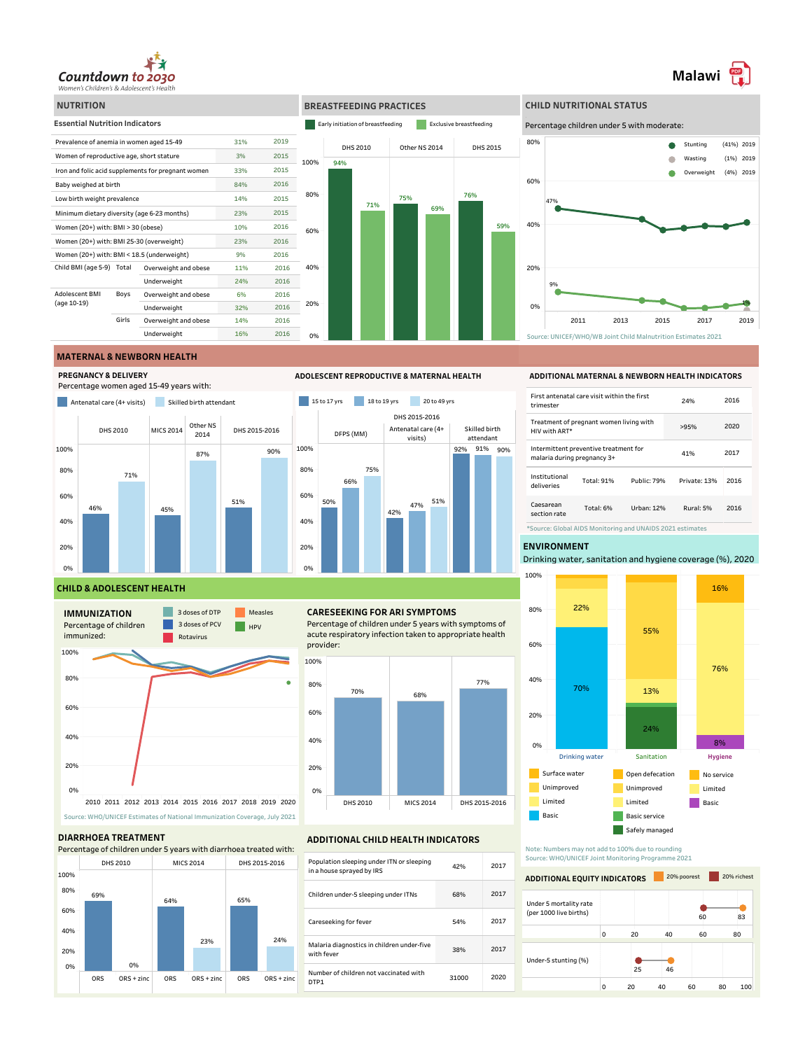Countdown to 2030
Women's Children's & Adolescent's Health

# Malawi

## NUTRITION

### Essential Nutrition Indicators

| Indicator | | | Value | Year |
|---|---|---|---|---|
| Prevalence of anemia in women aged 15-49 | | | 31% | 2019 |
| Women of reproductive age, short stature | | | 3% | 2015 |
| Iron and folic acid supplements for pregnant women | | | 33% | 2015 |
| Baby weighed at birth | | | 84% | 2016 |
| Low birth weight prevalence | | | 14% | 2015 |
| Minimum dietary diversity (age 6-23 months) | | | 23% | 2015 |
| Women (20+) with: BMI > 30 (obese) | | | 10% | 2016 |
| Women (20+) with: BMI 25-30 (overweight) | | | 23% | 2016 |
| Women (20+) with: BMI < 18.5 (underweight) | | | 9% | 2016 |
| Child BMI (age 5-9) | Total | Overweight and obese | 11% | 2016 |
| | | Underweight | 24% | 2016 |
| Adolescent BMI (age 10-19) | Boys | Overweight and obese | 6% | 2016 |
| | | Underweight | 32% | 2016 |
| | Girls | Overweight and obese | 14% | 2016 |
| | | Underweight | 16% | 2016 |

## BREASTFEEDING PRACTICES

| Survey | Early initiation of breastfeeding | Exclusive breastfeeding |
|---|---|---|
| DHS 2010 | 94% | 71% |
| Other NS 2014 | 75% | 69% |
| DHS 2015 | 76% | 59% |

## CHILD NUTRITIONAL STATUS

Percentage children under 5 with moderate:

- Stunting (41%) 2019
- Wasting (1%) 2019
- Overweight (4%) 2019

Source: UNICEF/WHO/WB Joint Child Malnutrition Estimates 2021

## MATERNAL & NEWBORN HEALTH

### PREGNANCY & DELIVERY

Percentage women aged 15-49 years with:

| Survey | Antenatal care (4+ visits) | Skilled birth attendant |
|---|---|---|
| DHS 2010 | 46% | 71% |
| MICS 2014 | 45% | |
| Other NS 2014 | | 87% |
| DHS 2015-2016 | 51% | 90% |

### ADOLESCENT REPRODUCTIVE & MATERNAL HEALTH

| DHS 2015-2016 | 15 to 17 yrs | 18 to 19 yrs | 20 to 49 yrs |
|---|---|---|---|
| DFPS (MM) | 50% | 66% | 75% |
| Antenatal care (4+ visits) | 42% | 47% | 51% |
| Skilled birth attendant | 92% | 91% | 90% |

### ADDITIONAL MATERNAL & NEWBORN HEALTH INDICATORS

| Indicator | | | | Year |
|---|---|---|---|---|
| First antenatal care visit within the first trimester | 24% | | | 2016 |
| Treatment of pregnant women living with HIV with ART* | >95% | | | 2020 |
| Intermittent preventive treatment for malaria during pregnancy 3+ | 41% | | | 2017 |
| Institutional deliveries | Total: 91% | Public: 79% | Private: 13% | 2016 |
| Caesarean section rate | Total: 6% | Urban: 12% | Rural: 5% | 2016 |

*Source: Global AIDS Monitoring and UNAIDS 2021 estimates

## CHILD & ADOLESCENT HEALTH

### IMMUNIZATION

Percentage of children immunized: 3 doses of DTP, 3 doses of PCV, Rotavirus, Measles, HPV

Source: WHO/UNICEF Estimates of National Immunization Coverage, July 2021

### CARESEEKING FOR ARI SYMPTOMS

Percentage of children under 5 years with symptoms of acute respiratory infection taken to appropriate health provider:

| Survey | Value |
|---|---|
| DHS 2010 | 70% |
| MICS 2014 | 68% |
| DHS 2015-2016 | 77% |

### DIARRHOEA TREATMENT

Percentage of children under 5 years with diarrhoea treated with:

| Survey | ORS | ORS + zinc |
|---|---|---|
| DHS 2010 | 69% | 0% |
| MICS 2014 | 64% | 23% |
| DHS 2015-2016 | 65% | 24% |

### ADDITIONAL CHILD HEALTH INDICATORS

| Indicator | Value | Year |
|---|---|---|
| Population sleeping under ITN or sleeping in a house sprayed by IRS | 42% | 2017 |
| Children under-5 sleeping under ITNs | 68% | 2017 |
| Careseeking for fever | 54% | 2017 |
| Malaria diagnostics in children under-five with fever | 38% | 2017 |
| Number of children not vaccinated with DTP1 | 31000 | 2020 |

## ENVIRONMENT

Drinking water, sanitation and hygiene coverage (%), 2020

| | Drinking water | Sanitation | Hygiene |
|---|---|---|---|
| Basic / Basic service | 70% | | 8% |
| Safely managed | | 24% | |
| Limited | 22% | 13% | 76% |
| Unimproved | | 55% | |
| No service | | | 16% |

Legend: Drinking water – Surface water, Unimproved, Limited, Basic; Sanitation – Open defecation, Unimproved, Limited, Basic service, Safely managed; Hygiene – No service, Limited, Basic

Note: Numbers may not add to 100% due to rounding
Source: WHO/UNICEF Joint Monitoring Programme 2021

### ADDITIONAL EQUITY INDICATORS

| Indicator | 20% poorest | 20% richest |
|---|---|---|
| Under 5 mortality rate (per 1000 live births) | 83 | 60 |
| Under-5 stunting (%) | 46 | 25 |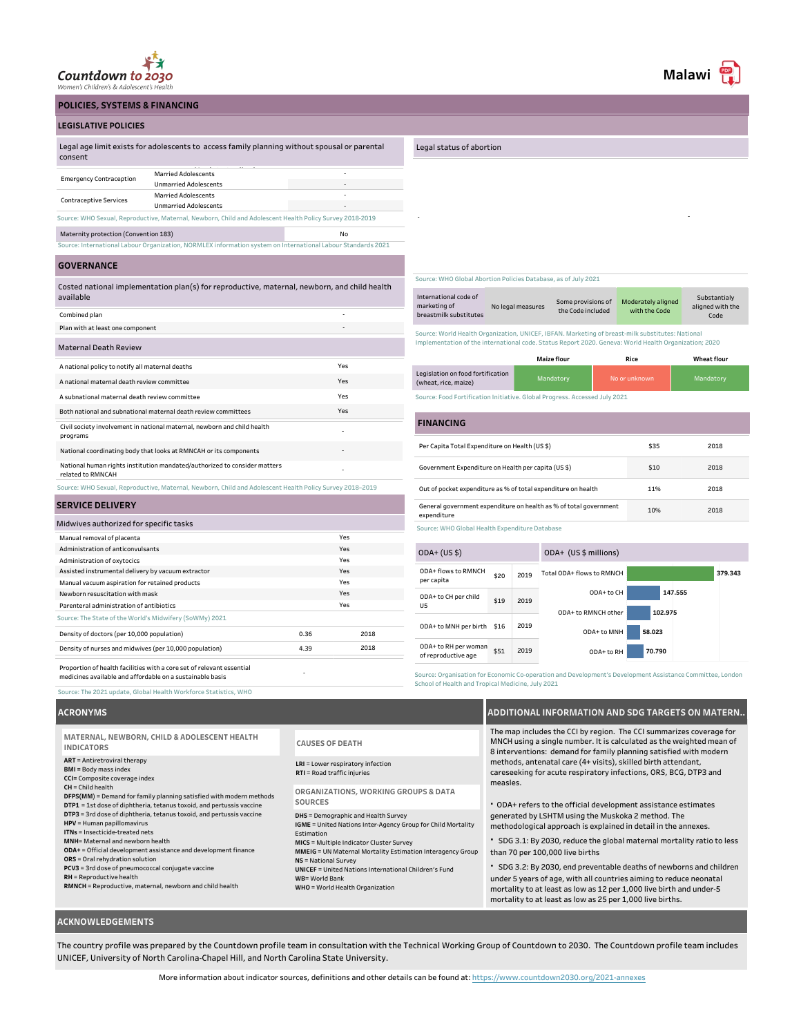Countdown to 2030
Women's Children's & Adolescent's Health

# Malawi

## POLICIES, SYSTEMS & FINANCING

### LEGISLATIVE POLICIES

**Legal age limit exists for adolescents to access family planning without spousal or parental consent**

| | | |
|---|---|---|
| Emergency Contraception | Married Adolescents | - |
| | Unmarried Adolescents | - |
| Contraceptive Services | Married Adolescents | - |
| | Unmarried Adolescents | - |

Source: WHO Sexual, Reproductive, Maternal, Newborn, Child and Adolescent Health Policy Survey 2018-2019

| | |
|---|---|
| Maternity protection (Convention 183) | No |

Source: International Labour Organization, NORMLEX information system on International Labour Standards 2021

**Legal status of abortion**

- -

Source: WHO Global Abortion Policies Database, as of July 2021

| International code of marketing of breastmilk substitutes | No legal measures | Some provisions of the Code included | Moderately aligned with the Code | Substantially aligned with the Code |
|---|---|---|---|---|

Source: World Health Organization, UNICEF, IBFAN. Marketing of breast-milk substitutes: National Implementation of the international code. Status Report 2020. Geneva: World Health Organization; 2020

| | Maize flour | Rice | Wheat flour |
|---|---|---|---|
| Legislation on food fortification (wheat, rice, maize) | Mandatory | No or unknown | Mandatory |

Source: Food Fortification Initiative. Global Progress. Accessed July 2021

### GOVERNANCE

**Costed national implementation plan(s) for reproductive, maternal, newborn, and child health available**

| | |
|---|---|
| Combined plan | - |
| Plan with at least one component | - |

**Maternal Death Review**

| | |
|---|---|
| A national policy to notify all maternal deaths | Yes |
| A national maternal death review committee | Yes |
| A subnational maternal death review committee | Yes |
| Both national and subnational maternal death review committees | Yes |

| | |
|---|---|
| Civil society involvement in national maternal, newborn and child health programs | - |
| National coordinating body that looks at RMNCAH or its components | - |
| National human rights institution mandated/authorized to consider matters related to RMNCAH | - |

Source: WHO Sexual, Reproductive, Maternal, Newborn, Child and Adolescent Health Policy Survey 2018–2019

### SERVICE DELIVERY

**Midwives authorized for specific tasks**

| | |
|---|---|
| Manual removal of placenta | Yes |
| Administration of anticonvulsants | Yes |
| Administration of oxytocics | Yes |
| Assisted instrumental delivery by vacuum extractor | Yes |
| Manual vacuum aspiration for retained products | Yes |
| Newborn resuscitation with mask | Yes |
| Parenteral administration of antibiotics | Yes |

Source: The State of the World's Midwifery (SoWMy) 2021

| | | |
|---|---|---|
| Density of doctors (per 10,000 population) | 0.36 | 2018 |
| Density of nurses and midwives (per 10,000 population) | 4.39 | 2018 |

| | |
|---|---|
| Proportion of health facilities with a core set of relevant essential medicines available and affordable on a sustainable basis | - |

Source: The 2021 update, Global Health Workforce Statistics, WHO

### FINANCING

| | | |
|---|---|---|
| Per Capita Total Expenditure on Health (US $) | $35 | 2018 |
| Government Expenditure on Health per capita (US $) | $10 | 2018 |
| Out of pocket expenditure as % of total expenditure on health | 11% | 2018 |
| General government expenditure on health as % of total government expenditure | 10% | 2018 |

Source: WHO Global Health Expenditure Database

**ODA+ (US $)**

| | | |
|---|---|---|
| ODA+ flows to RMNCH per capita | $20 | 2019 |
| ODA+ to CH per child US | $19 | 2019 |
| ODA+ to MNH per birth | $16 | 2019 |
| ODA+ to RH per woman of reproductive age | $51 | 2019 |

**ODA+ (US $ millions)**

| | |
|---|---|
| Total ODA+ flows to RMNCH | 379.343 |
| ODA+ to CH | 147.555 |
| ODA+ to RMNCH other | 102.975 |
| ODA+ to MNH | 58.023 |
| ODA+ to RH | 70.790 |

Source: Organisation for Economic Co-operation and Development's Development Assistance Committee, London School of Health and Tropical Medicine, July 2021

## ACRONYMS

**MATERNAL, NEWBORN, CHILD & ADOLESCENT HEALTH INDICATORS**

**ART** = Antiretroviral therapy
**BMI** = Body mass index
**CCI**= Composite coverage index
**CH** = Child health
**DFPS(MM)** = Demand for family planning satisfied with modern methods
**DTP1** = 1st dose of diphtheria, tetanus toxoid, and pertussis vaccine
**DTP3** = 3rd dose of diphtheria, tetanus toxoid, and pertussis vaccine
**HPV** = Human papillomavirus
**ITNs** = Insecticide-treated nets
**MNH**= Maternal and newborn health
**ODA+** = Official development assistance and development finance
**ORS** = Oral rehydration solution
**PCV3** = 3rd dose of pneumococcal conjugate vaccine
**RH** = Reproductive health
**RMNCH** = Reproductive, maternal, newborn and child health

**CAUSES OF DEATH**

**LRI** = Lower respiratory infection
**RTI** = Road traffic injuries

**ORGANIZATIONS, WORKING GROUPS & DATA SOURCES**

**DHS** = Demographic and Health Survey
**IGME** = United Nations Inter-Agency Group for Child Mortality Estimation
**MICS** = Multiple Indicator Cluster Survey
**MMEIG** = UN Maternal Mortality Estimation Interagency Group
**NS** = National Survey
**UNICEF** = United Nations International Children's Fund
**WB**= World Bank
**WHO** = World Health Organization

## ADDITIONAL INFORMATION AND SDG TARGETS ON MATERN..

The map includes the CCI by region. The CCI summarizes coverage for MNCH using a single number. It is calculated as the weighted mean of 8 interventions: demand for family planning satisfied with modern methods, antenatal care (4+ visits), skilled birth attendant, careseeking for acute respiratory infections, ORS, BCG, DTP3 and measles.

- ODA+ refers to the official development assistance estimates generated by LSHTM using the Muskoka 2 method. The methodological approach is explained in detail in the annexes.
- SDG 3.1: By 2030, reduce the global maternal mortality ratio to less than 70 per 100,000 live births
- SDG 3.2: By 2030, end preventable deaths of newborns and children under 5 years of age, with all countries aiming to reduce neonatal mortality to at least as low as 12 per 1,000 live birth and under-5 mortality to at least as low as 25 per 1,000 live births.

## ACKNOWLEDGEMENTS

The country profile was prepared by the Countdown profile team in consultation with the Technical Working Group of Countdown to 2030. The Countdown profile team includes UNICEF, University of North Carolina-Chapel Hill, and North Carolina State University.

More information about indicator sources, definitions and other details can be found at: https://www.countdown2030.org/2021-annexes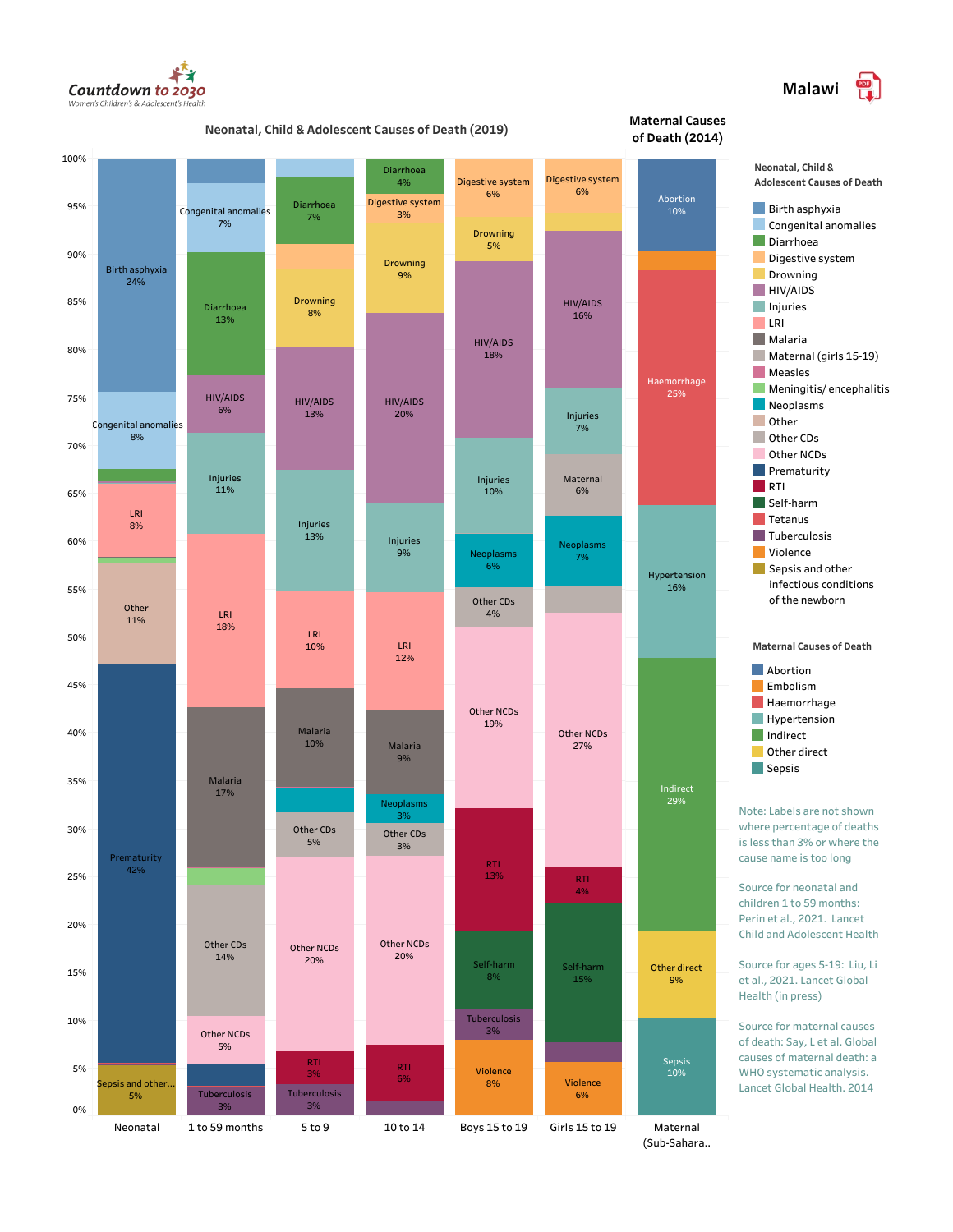Countdown to 2030
Women's Children's & Adolescent's Health

# Malawi

## Neonatal, Child & Adolescent Causes of Death (2019)

## Maternal Causes of Death (2014)

100%
95%
90%
85%
80%
75%
70%
65%
60%
55%
50%
45%
40%
35%
30%
25%
20%
15%
10%
5%
0%

Neonatal:
Birth asphyxia 24%
Congenital anomalies 8%
LRI 8%
Other 11%
Prematurity 42%
Sepsis and other... 5%

1 to 59 months:
Congenital anomalies 7%
Diarrhoea 13%
HIV/AIDS 6%
Injuries 11%
LRI 18%
Malaria 17%
Other CDs 14%
Other NCDs 5%
Tuberculosis 3%

5 to 9:
Diarrhoea 7%
Drowning 8%
HIV/AIDS 13%
Injuries 13%
LRI 10%
Malaria 10%
Other CDs 5%
Other NCDs 20%
RTI 3%
Tuberculosis 3%

10 to 14:
Diarrhoea 4%
Digestive system 3%
Drowning 9%
HIV/AIDS 20%
Injuries 9%
LRI 12%
Malaria 9%
Neoplasms 3%
Other CDs 3%
Other NCDs 20%
RTI 6%

Boys 15 to 19:
Digestive system 6%
Drowning 5%
HIV/AIDS 18%
Injuries 10%
Neoplasms 6%
Other CDs 4%
Other NCDs 19%
RTI 13%
Self-harm 8%
Tuberculosis 3%
Violence 8%

Girls 15 to 19:
Digestive system 6%
HIV/AIDS 16%
Injuries 7%
Maternal 6%
Neoplasms 7%
Other NCDs 27%
RTI 4%
Self-harm 15%
Violence 6%

Maternal (Sub-Sahara..:
Abortion 10%
Haemorrhage 25%
Hypertension 16%
Indirect 29%
Other direct 9%
Sepsis 10%

Neonatal, Child & Adolescent Causes of Death
- Birth asphyxia
- Congenital anomalies
- Diarrhoea
- Digestive system
- Drowning
- HIV/AIDS
- Injuries
- LRI
- Malaria
- Maternal (girls 15-19)
- Measles
- Meningitis/ encephalitis
- Neoplasms
- Other
- Other CDs
- Other NCDs
- Prematurity
- RTI
- Self-harm
- Tetanus
- Tuberculosis
- Violence
- Sepsis and other infectious conditions of the newborn

Maternal Causes of Death
- Abortion
- Embolism
- Haemorrhage
- Hypertension
- Indirect
- Other direct
- Sepsis

Note: Labels are not shown where percentage of deaths is less than 3% or where the cause name is too long

Source for neonatal and children 1 to 59 months: Perin et al., 2021. Lancet Child and Adolescent Health

Source for ages 5-19: Liu, Li et al., 2021. Lancet Global Health (in press)

Source for maternal causes of death: Say, L et al. Global causes of maternal death: a WHO systematic analysis. Lancet Global Health. 2014